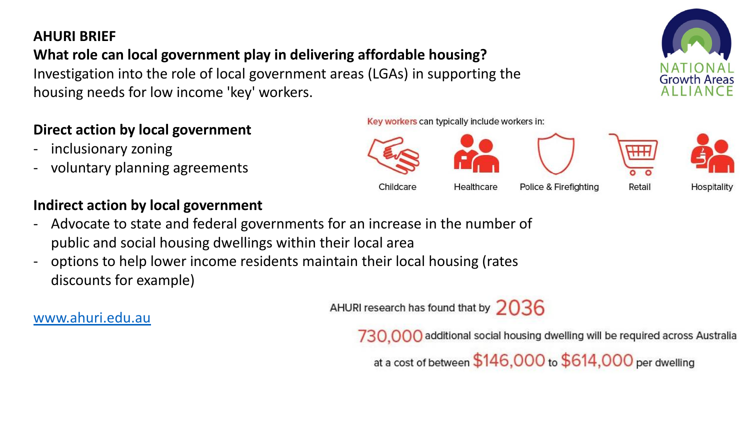**AHURI BRIEF**

**What role can local government play in delivering affordable housing?**

Investigation into the role of local government areas (LGAs) in supporting the housing needs for low income 'key' workers.

NATIONAL Growth Areas ALLIANCE

Key workers can typically include workers in:

Childcare | Healthcare | Police & Firefighting | Retail | Hospitality

**Direct action by local government**

- inclusionary zoning
- voluntary planning agreements

**Indirect action by local government**

- Advocate to state and federal governments for an increase in the number of public and social housing dwellings within their local area
- options to help lower income residents maintain their local housing (rates discounts for example)

AHURI research has found that by 2036

730,000 additional social housing dwelling will be required across Australia

at a cost of between $146,000 to $614,000 per dwelling

[www.ahuri.edu.au](http://www.ahuri.edu.au)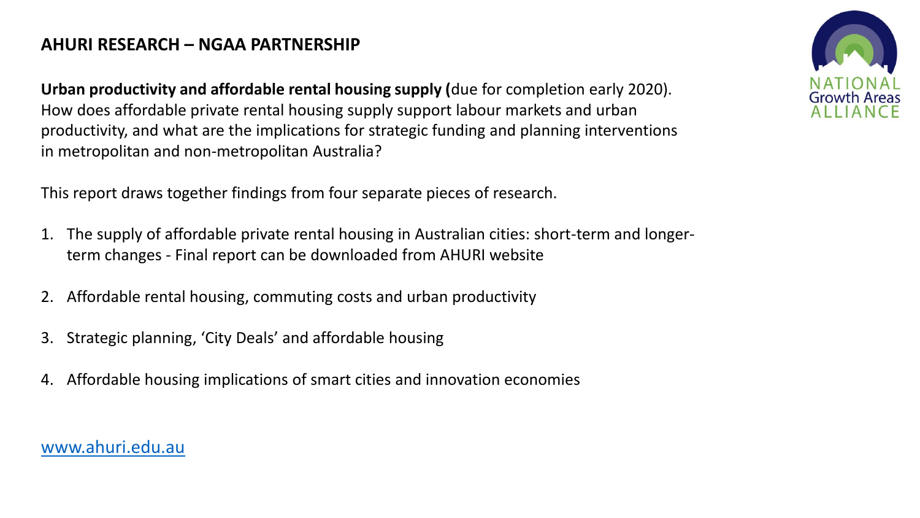## AHURI RESEARCH – NGAA PARTNERSHIP

**Urban productivity and affordable rental housing supply (**due for completion early 2020). How does affordable private rental housing supply support labour markets and urban productivity, and what are the implications for strategic funding and planning interventions in metropolitan and non-metropolitan Australia?

This report draws together findings from four separate pieces of research.

1. The supply of affordable private rental housing in Australian cities: short-term and longer-term changes - Final report can be downloaded from AHURI website
2. Affordable rental housing, commuting costs and urban productivity
3. Strategic planning, 'City Deals' and affordable housing
4. Affordable housing implications of smart cities and innovation economies

www.ahuri.edu.au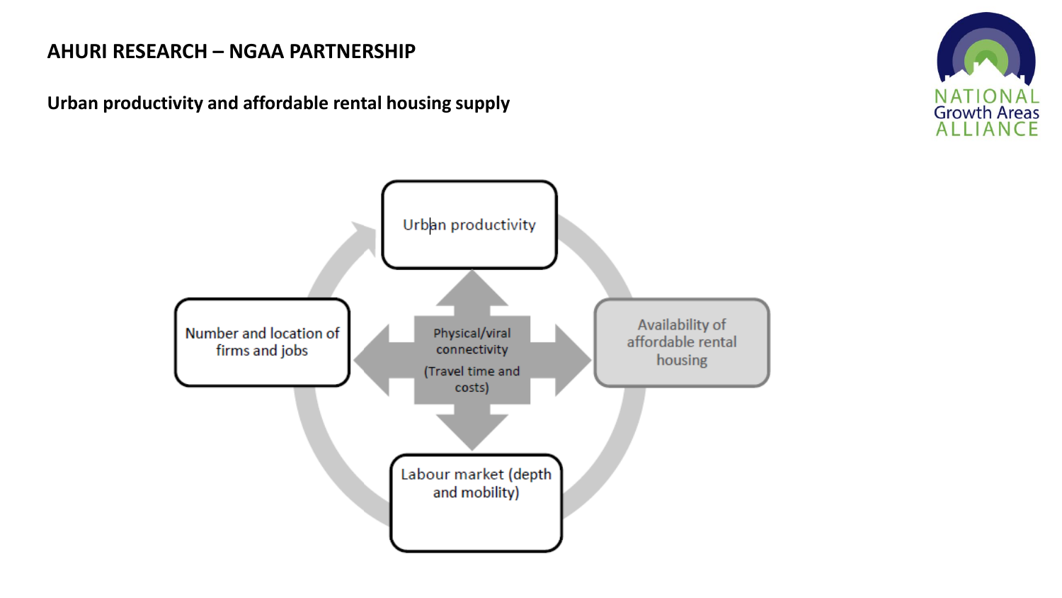# AHURI RESEARCH – NGAA PARTNERSHIP

## Urban productivity and affordable rental housing supply

Urban productivity

Number and location of firms and jobs

Physical/viral connectivity

(Travel time and costs)

Availability of affordable rental housing

Labour market (depth and mobility)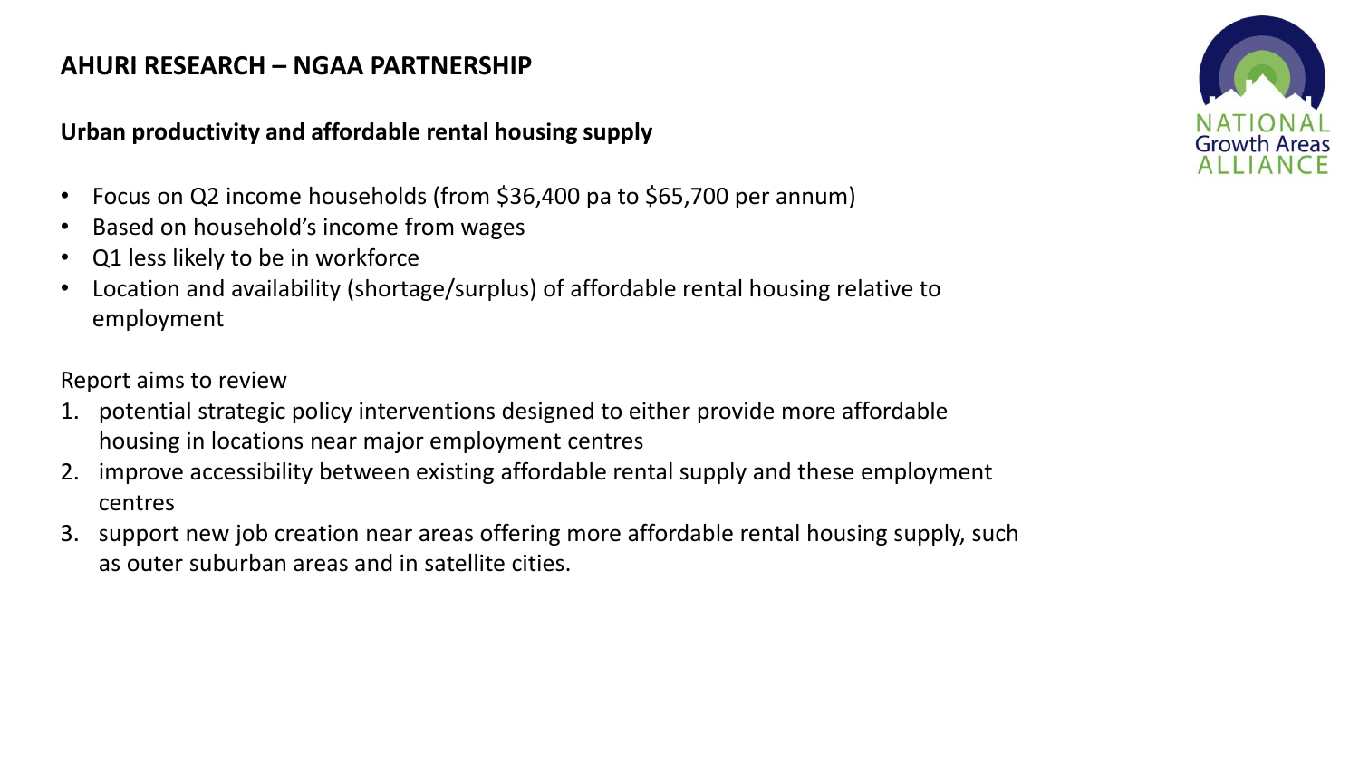## AHURI RESEARCH – NGAA PARTNERSHIP

### Urban productivity and affordable rental housing supply

- Focus on Q2 income households (from $36,400 pa to $65,700 per annum)
- Based on household's income from wages
- Q1 less likely to be in workforce
- Location and availability (shortage/surplus) of affordable rental housing relative to employment

Report aims to review

1. potential strategic policy interventions designed to either provide more affordable housing in locations near major employment centres
2. improve accessibility between existing affordable rental supply and these employment centres
3. support new job creation near areas offering more affordable rental housing supply, such as outer suburban areas and in satellite cities.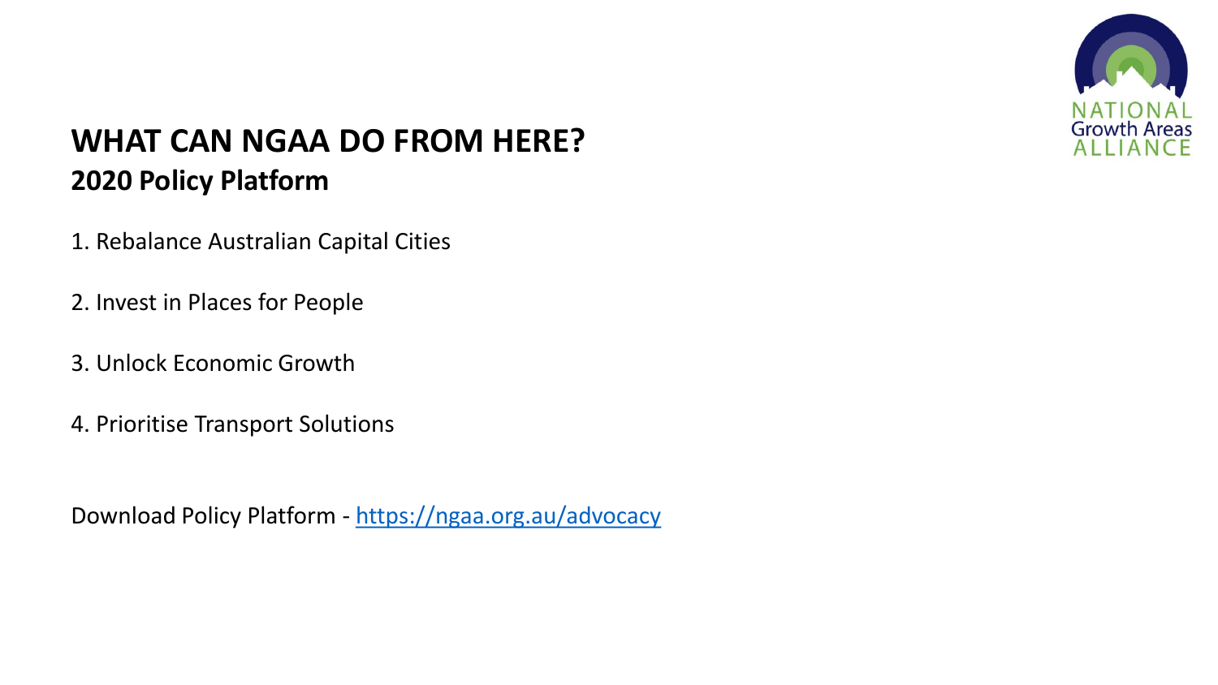# WHAT CAN NGAA DO FROM HERE?

## 2020 Policy Platform

1. Rebalance Australian Capital Cities

2. Invest in Places for People

3. Unlock Economic Growth

4. Prioritise Transport Solutions

Download Policy Platform - [https://ngaa.org.au/advocacy](https://ngaa.org.au/advocacy)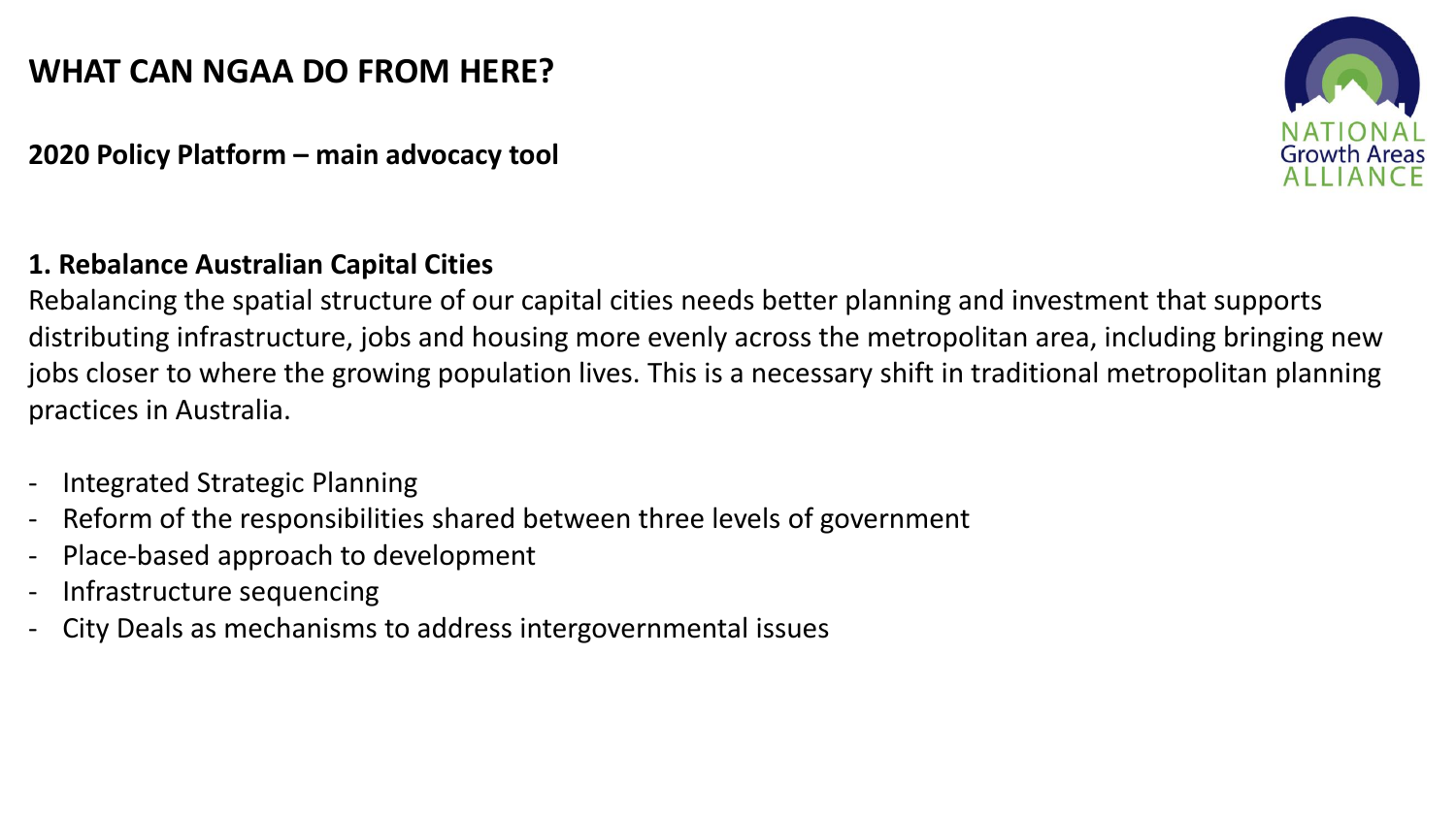# WHAT CAN NGAA DO FROM HERE?

**2020 Policy Platform – main advocacy tool**

NATIONAL Growth Areas ALLIANCE

### 1. Rebalance Australian Capital Cities

Rebalancing the spatial structure of our capital cities needs better planning and investment that supports distributing infrastructure, jobs and housing more evenly across the metropolitan area, including bringing new jobs closer to where the growing population lives. This is a necessary shift in traditional metropolitan planning practices in Australia.

- Integrated Strategic Planning
- Reform of the responsibilities shared between three levels of government
- Place-based approach to development
- Infrastructure sequencing
- City Deals as mechanisms to address intergovernmental issues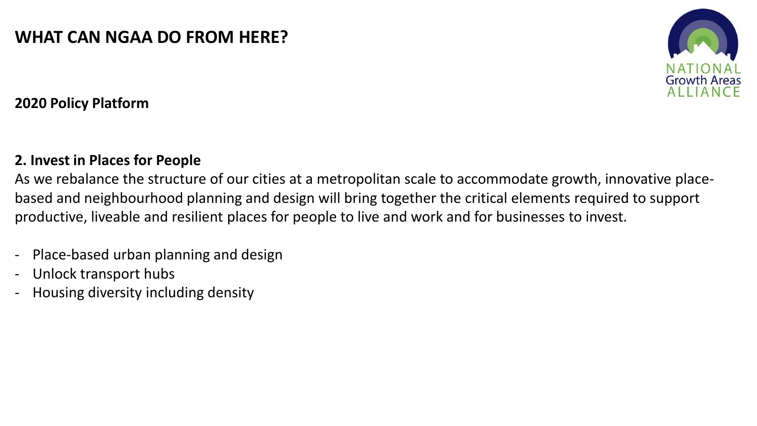# WHAT CAN NGAA DO FROM HERE?

NATIONAL Growth Areas ALLIANCE

**2020 Policy Platform**

**2. Invest in Places for People**

As we rebalance the structure of our cities at a metropolitan scale to accommodate growth, innovative place-based and neighbourhood planning and design will bring together the critical elements required to support productive, liveable and resilient places for people to live and work and for businesses to invest.

- Place-based urban planning and design
- Unlock transport hubs
- Housing diversity including density